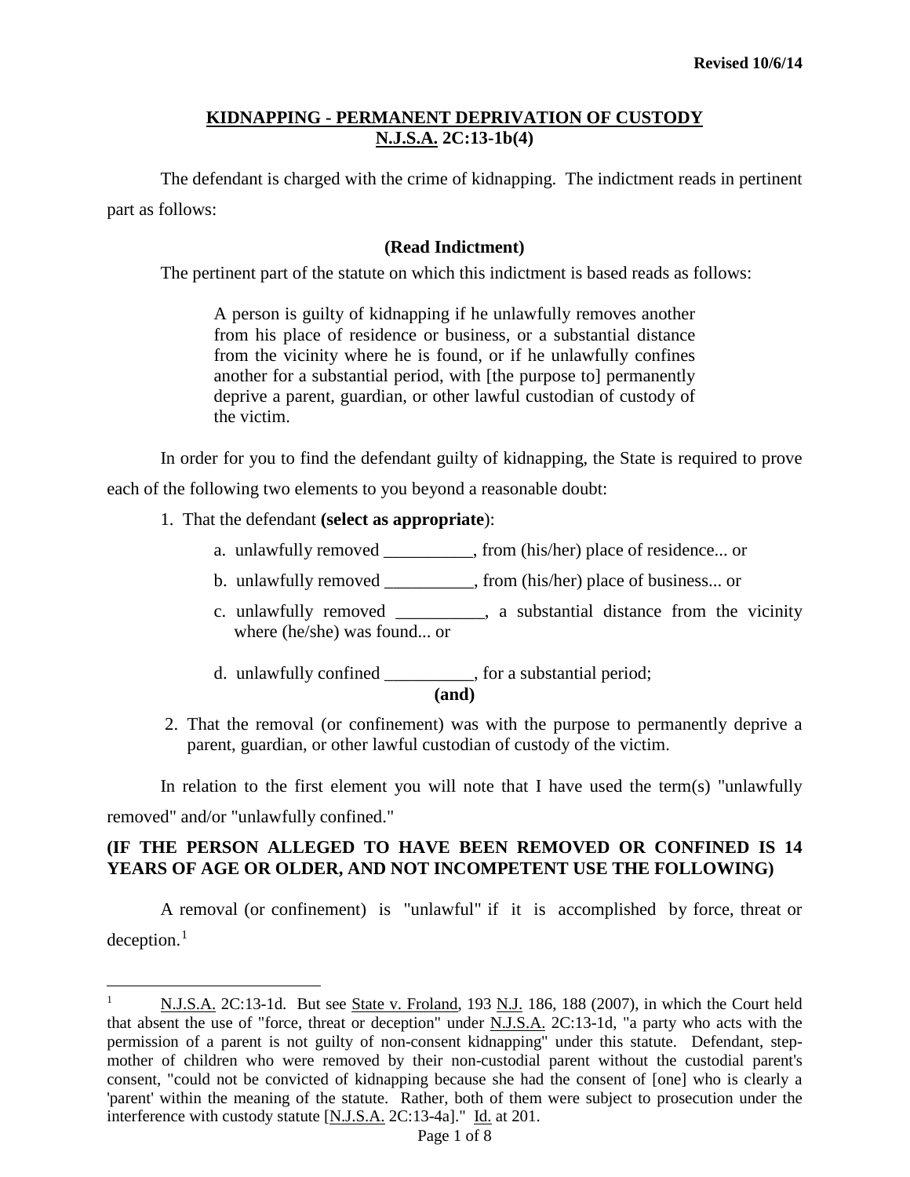**Revised 10/6/14**

## KIDNAPPING - PERMANENT DEPRIVATION OF CUSTODY
## N.J.S.A. 2C:13-1b(4)

The defendant is charged with the crime of kidnapping. The indictment reads in pertinent part as follows:

**(Read Indictment)**

The pertinent part of the statute on which this indictment is based reads as follows:

> A person is guilty of kidnapping if he unlawfully removes another from his place of residence or business, or a substantial distance from the vicinity where he is found, or if he unlawfully confines another for a substantial period, with [the purpose to] permanently deprive a parent, guardian, or other lawful custodian of custody of the victim.

In order for you to find the defendant guilty of kidnapping, the State is required to prove each of the following two elements to you beyond a reasonable doubt:

1. That the defendant **(select as appropriate**):
   - a. unlawfully removed __________, from (his/her) place of residence... or
   - b. unlawfully removed __________, from (his/her) place of business... or
   - c. unlawfully removed __________, a substantial distance from the vicinity where (he/she) was found... or
   - d. unlawfully confined __________, for a substantial period;

   **(and)**

2. That the removal (or confinement) was with the purpose to permanently deprive a parent, guardian, or other lawful custodian of custody of the victim.

In relation to the first element you will note that I have used the term(s) "unlawfully removed" and/or "unlawfully confined."

**(IF THE PERSON ALLEGED TO HAVE BEEN REMOVED OR CONFINED IS 14 YEARS OF AGE OR OLDER, AND NOT INCOMPETENT USE THE FOLLOWING)**

A removal (or confinement) is "unlawful" if it is accomplished by force, threat or deception.[1]

---

[1] N.J.S.A. 2C:13-1d. But see State v. Froland, 193 N.J. 186, 188 (2007), in which the Court held that absent the use of "force, threat or deception" under N.J.S.A. 2C:13-1d, "a party who acts with the permission of a parent is not guilty of non-consent kidnapping" under this statute. Defendant, step-mother of children who were removed by their non-custodial parent without the custodial parent's consent, "could not be convicted of kidnapping because she had the consent of [one] who is clearly a 'parent' within the meaning of the statute. Rather, both of them were subject to prosecution under the interference with custody statute [N.J.S.A. 2C:13-4a]." Id. at 201.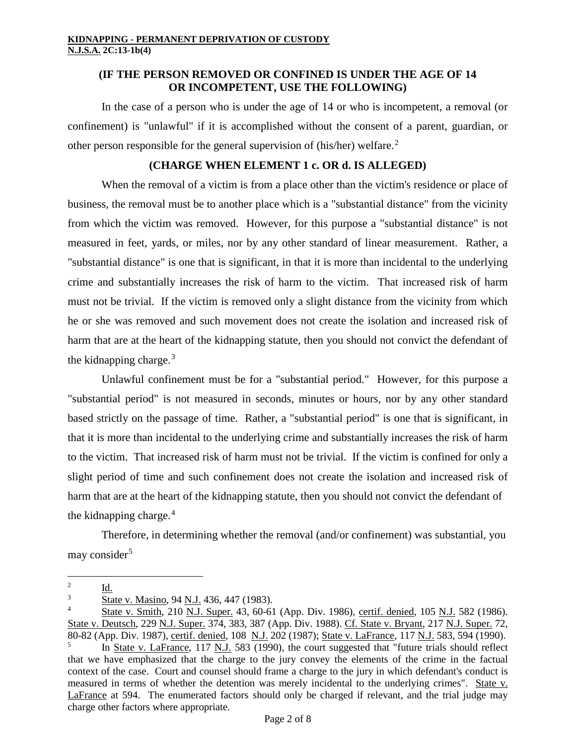**(IF THE PERSON REMOVED OR CONFINED IS UNDER THE AGE OF 14 OR INCOMPETENT, USE THE FOLLOWING)**

In the case of a person who is under the age of 14 or who is incompetent, a removal (or confinement) is "unlawful" if it is accomplished without the consent of a parent, guardian, or other person responsible for the general supervision of (his/her) welfare.[2]

**(CHARGE WHEN ELEMENT 1 c. OR d. IS ALLEGED)**

When the removal of a victim is from a place other than the victim's residence or place of business, the removal must be to another place which is a "substantial distance" from the vicinity from which the victim was removed. However, for this purpose a "substantial distance" is not measured in feet, yards, or miles, nor by any other standard of linear measurement. Rather, a "substantial distance" is one that is significant, in that it is more than incidental to the underlying crime and substantially increases the risk of harm to the victim. That increased risk of harm must not be trivial. If the victim is removed only a slight distance from the vicinity from which he or she was removed and such movement does not create the isolation and increased risk of harm that are at the heart of the kidnapping statute, then you should not convict the defendant of the kidnapping charge.[3]

Unlawful confinement must be for a "substantial period." However, for this purpose a "substantial period" is not measured in seconds, minutes or hours, nor by any other standard based strictly on the passage of time. Rather, a "substantial period" is one that is significant, in that it is more than incidental to the underlying crime and substantially increases the risk of harm to the victim. That increased risk of harm must not be trivial. If the victim is confined for only a slight period of time and such confinement does not create the isolation and increased risk of harm that are at the heart of the kidnapping statute, then you should not convict the defendant of the kidnapping charge.[4]

Therefore, in determining whether the removal (and/or confinement) was substantial, you may consider[5]

---

[2] Id.

[3] State v. Masino, 94 N.J. 436, 447 (1983).

[4] State v. Smith, 210 N.J. Super. 43, 60-61 (App. Div. 1986), certif. denied, 105 N.J. 582 (1986). State v. Deutsch, 229 N.J. Super. 374, 383, 387 (App. Div. 1988). Cf. State v. Bryant, 217 N.J. Super. 72, 80-82 (App. Div. 1987), certif. denied, 108 N.J. 202 (1987); State v. LaFrance, 117 N.J. 583, 594 (1990).

[5] In State v. LaFrance, 117 N.J. 583 (1990), the court suggested that "future trials should reflect that we have emphasized that the charge to the jury convey the elements of the crime in the factual context of the case. Court and counsel should frame a charge to the jury in which defendant's conduct is measured in terms of whether the detention was merely incidental to the underlying crimes". State v. LaFrance at 594. The enumerated factors should only be charged if relevant, and the trial judge may charge other factors where appropriate.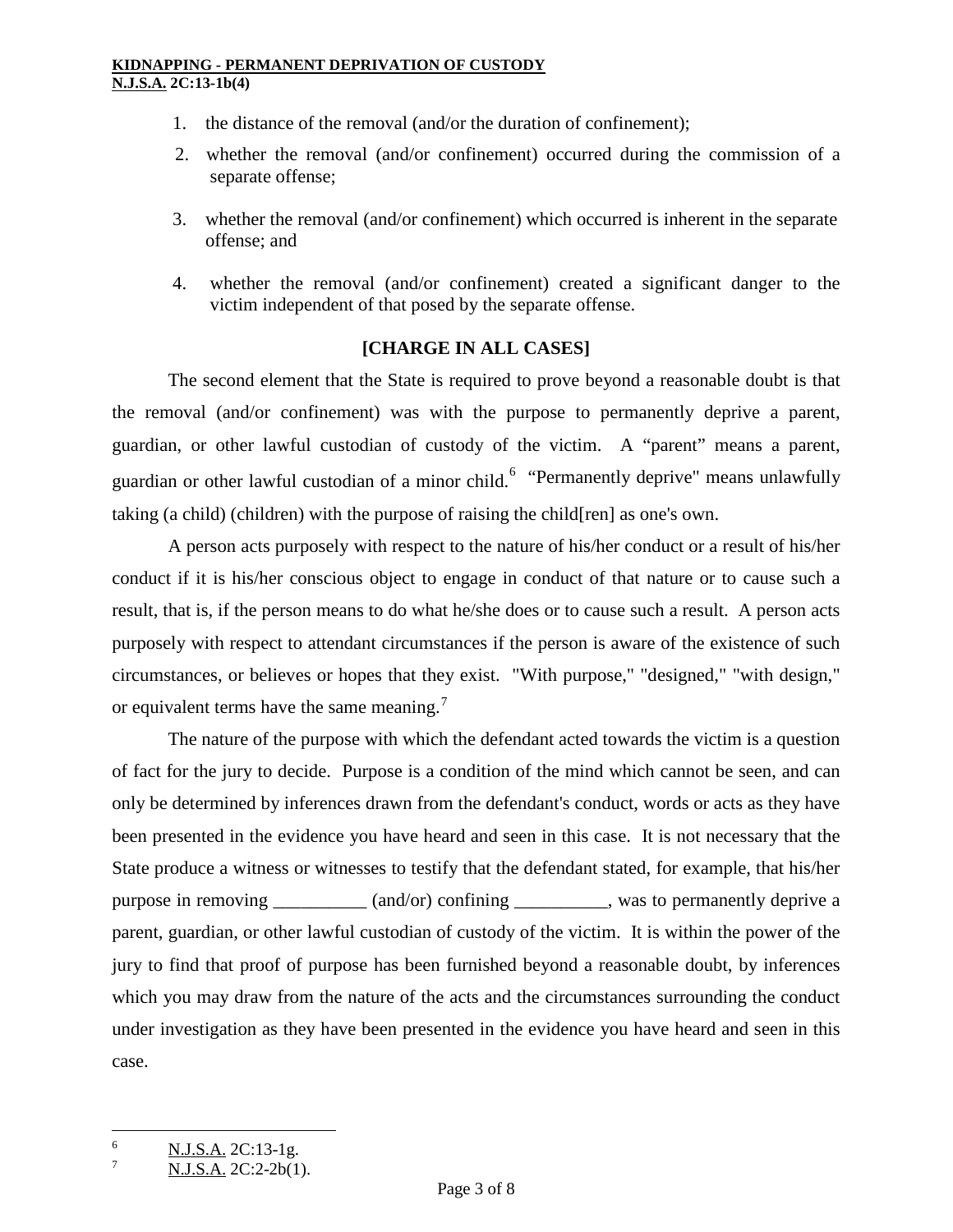1. the distance of the removal (and/or the duration of confinement);
2. whether the removal (and/or confinement) occurred during the commission of a separate offense;
3. whether the removal (and/or confinement) which occurred is inherent in the separate offense; and
4. whether the removal (and/or confinement) created a significant danger to the victim independent of that posed by the separate offense.

**[CHARGE IN ALL CASES]**

The second element that the State is required to prove beyond a reasonable doubt is that the removal (and/or confinement) was with the purpose to permanently deprive a parent, guardian, or other lawful custodian of custody of the victim. A "parent" means a parent, guardian or other lawful custodian of a minor child.[6] "Permanently deprive" means unlawfully taking (a child) (children) with the purpose of raising the child[ren] as one's own.

A person acts purposely with respect to the nature of his/her conduct or a result of his/her conduct if it is his/her conscious object to engage in conduct of that nature or to cause such a result, that is, if the person means to do what he/she does or to cause such a result. A person acts purposely with respect to attendant circumstances if the person is aware of the existence of such circumstances, or believes or hopes that they exist. "With purpose," "designed," "with design," or equivalent terms have the same meaning.[7]

The nature of the purpose with which the defendant acted towards the victim is a question of fact for the jury to decide. Purpose is a condition of the mind which cannot be seen, and can only be determined by inferences drawn from the defendant's conduct, words or acts as they have been presented in the evidence you have heard and seen in this case. It is not necessary that the State produce a witness or witnesses to testify that the defendant stated, for example, that his/her purpose in removing __________ (and/or) confining __________, was to permanently deprive a parent, guardian, or other lawful custodian of custody of the victim. It is within the power of the jury to find that proof of purpose has been furnished beyond a reasonable doubt, by inferences which you may draw from the nature of the acts and the circumstances surrounding the conduct under investigation as they have been presented in the evidence you have heard and seen in this case.

---

[6] N.J.S.A. 2C:13-1g.

[7] N.J.S.A. 2C:2-2b(1).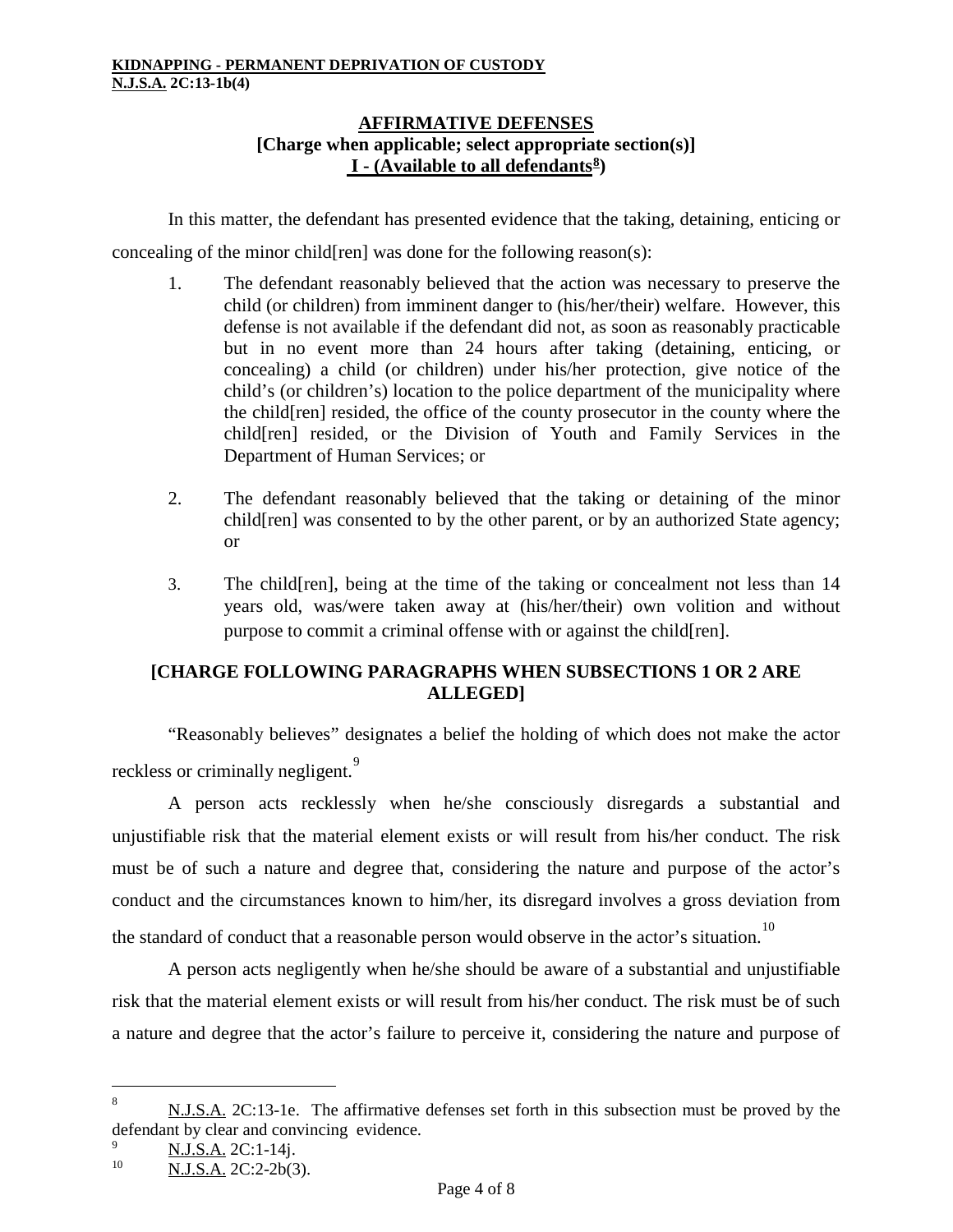**KIDNAPPING - PERMANENT DEPRIVATION OF CUSTODY**
**N.J.S.A. 2C:13-1b(4)**

## AFFIRMATIVE DEFENSES
**[Charge when applicable; select appropriate section(s)]**
**I - (Available to all defendants[8])**

In this matter, the defendant has presented evidence that the taking, detaining, enticing or concealing of the minor child[ren] was done for the following reason(s):

1. The defendant reasonably believed that the action was necessary to preserve the child (or children) from imminent danger to (his/her/their) welfare. However, this defense is not available if the defendant did not, as soon as reasonably practicable but in no event more than 24 hours after taking (detaining, enticing, or concealing) a child (or children) under his/her protection, give notice of the child's (or children's) location to the police department of the municipality where the child[ren] resided, the office of the county prosecutor in the county where the child[ren] resided, or the Division of Youth and Family Services in the Department of Human Services; or

2. The defendant reasonably believed that the taking or detaining of the minor child[ren] was consented to by the other parent, or by an authorized State agency; or

3. The child[ren], being at the time of the taking or concealment not less than 14 years old, was/were taken away at (his/her/their) own volition and without purpose to commit a criminal offense with or against the child[ren].

**[CHARGE FOLLOWING PARAGRAPHS WHEN SUBSECTIONS 1 OR 2 ARE ALLEGED]**

"Reasonably believes" designates a belief the holding of which does not make the actor reckless or criminally negligent.[9]

A person acts recklessly when he/she consciously disregards a substantial and unjustifiable risk that the material element exists or will result from his/her conduct. The risk must be of such a nature and degree that, considering the nature and purpose of the actor's conduct and the circumstances known to him/her, its disregard involves a gross deviation from the standard of conduct that a reasonable person would observe in the actor's situation.[10]

A person acts negligently when he/she should be aware of a substantial and unjustifiable risk that the material element exists or will result from his/her conduct. The risk must be of such a nature and degree that the actor's failure to perceive it, considering the nature and purpose of

---

[8] N.J.S.A. 2C:13-1e. The affirmative defenses set forth in this subsection must be proved by the defendant by clear and convincing evidence.

[9] N.J.S.A. 2C:1-14j.

[10] N.J.S.A. 2C:2-2b(3).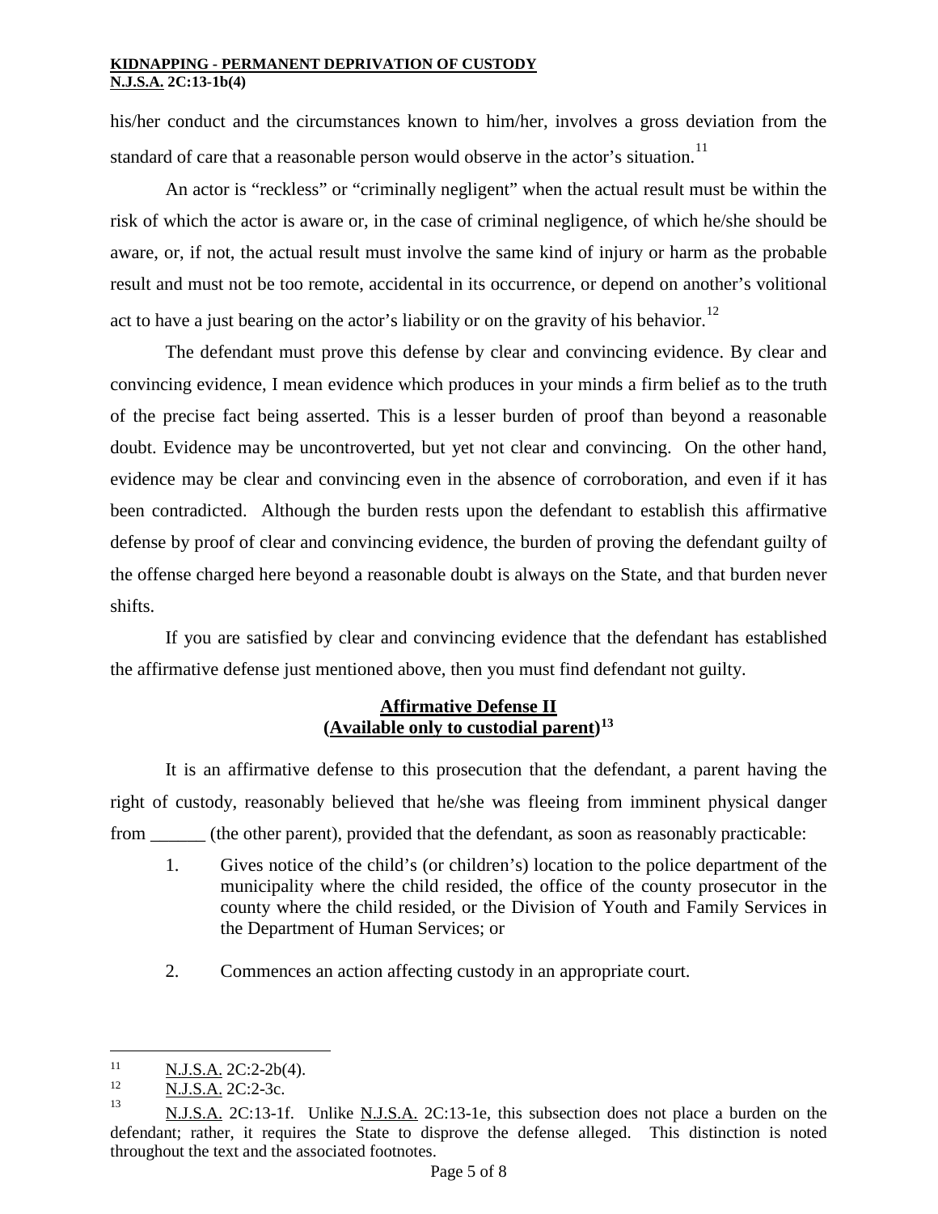his/her conduct and the circumstances known to him/her, involves a gross deviation from the standard of care that a reasonable person would observe in the actor's situation.[11]

An actor is "reckless" or "criminally negligent" when the actual result must be within the risk of which the actor is aware or, in the case of criminal negligence, of which he/she should be aware, or, if not, the actual result must involve the same kind of injury or harm as the probable result and must not be too remote, accidental in its occurrence, or depend on another's volitional act to have a just bearing on the actor's liability or on the gravity of his behavior.[12]

The defendant must prove this defense by clear and convincing evidence. By clear and convincing evidence, I mean evidence which produces in your minds a firm belief as to the truth of the precise fact being asserted. This is a lesser burden of proof than beyond a reasonable doubt. Evidence may be uncontroverted, but yet not clear and convincing. On the other hand, evidence may be clear and convincing even in the absence of corroboration, and even if it has been contradicted. Although the burden rests upon the defendant to establish this affirmative defense by proof of clear and convincing evidence, the burden of proving the defendant guilty of the offense charged here beyond a reasonable doubt is always on the State, and that burden never shifts.

If you are satisfied by clear and convincing evidence that the defendant has established the affirmative defense just mentioned above, then you must find defendant not guilty.

## Affirmative Defense II (Available only to custodial parent)[13]

It is an affirmative defense to this prosecution that the defendant, a parent having the right of custody, reasonably believed that he/she was fleeing from imminent physical danger from ______ (the other parent), provided that the defendant, as soon as reasonably practicable:

1. Gives notice of the child's (or children's) location to the police department of the municipality where the child resided, the office of the county prosecutor in the county where the child resided, or the Division of Youth and Family Services in the Department of Human Services; or

2. Commences an action affecting custody in an appropriate court.

---

[11] N.J.S.A. 2C:2-2b(4).

[12] N.J.S.A. 2C:2-3c.

[13] N.J.S.A. 2C:13-1f. Unlike N.J.S.A. 2C:13-1e, this subsection does not place a burden on the defendant; rather, it requires the State to disprove the defense alleged. This distinction is noted throughout the text and the associated footnotes.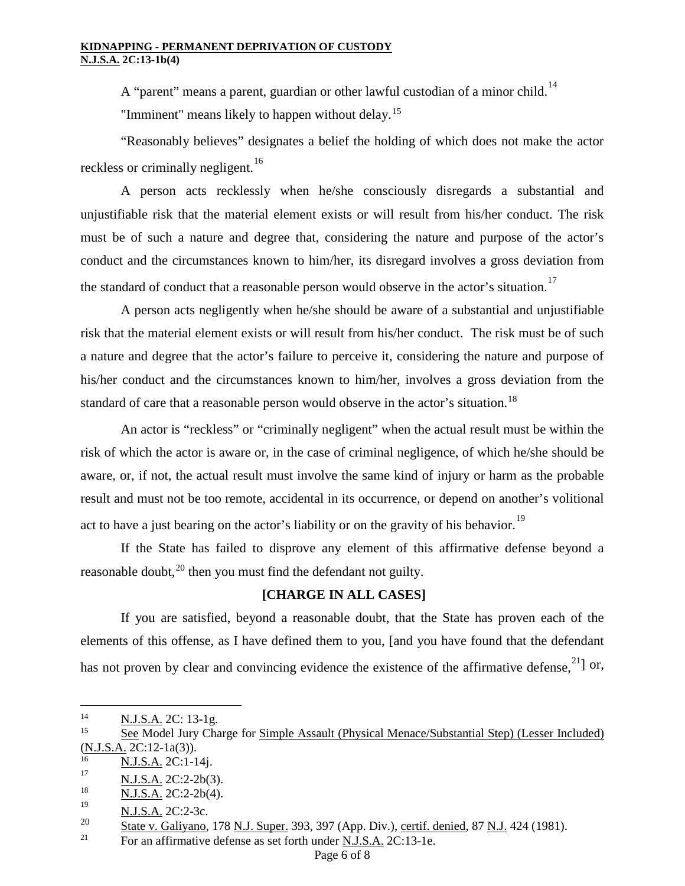A "parent" means a parent, guardian or other lawful custodian of a minor child.[14]

"Imminent" means likely to happen without delay.[15]

"Reasonably believes" designates a belief the holding of which does not make the actor reckless or criminally negligent.[16]

A person acts recklessly when he/she consciously disregards a substantial and unjustifiable risk that the material element exists or will result from his/her conduct. The risk must be of such a nature and degree that, considering the nature and purpose of the actor's conduct and the circumstances known to him/her, its disregard involves a gross deviation from the standard of conduct that a reasonable person would observe in the actor's situation.[17]

A person acts negligently when he/she should be aware of a substantial and unjustifiable risk that the material element exists or will result from his/her conduct. The risk must be of such a nature and degree that the actor's failure to perceive it, considering the nature and purpose of his/her conduct and the circumstances known to him/her, involves a gross deviation from the standard of care that a reasonable person would observe in the actor's situation.[18]

An actor is "reckless" or "criminally negligent" when the actual result must be within the risk of which the actor is aware or, in the case of criminal negligence, of which he/she should be aware, or, if not, the actual result must involve the same kind of injury or harm as the probable result and must not be too remote, accidental in its occurrence, or depend on another's volitional act to have a just bearing on the actor's liability or on the gravity of his behavior.[19]

If the State has failed to disprove any element of this affirmative defense beyond a reasonable doubt,[20] then you must find the defendant not guilty.

**[CHARGE IN ALL CASES]**

If you are satisfied, beyond a reasonable doubt, that the State has proven each of the elements of this offense, as I have defined them to you, [and you have found that the defendant has not proven by clear and convincing evidence the existence of the affirmative defense,[21]] or,

---

[14] N.J.S.A. 2C: 13-1g.

[15] See Model Jury Charge for Simple Assault (Physical Menace/Substantial Step) (Lesser Included) (N.J.S.A. 2C:12-1a(3)).

[16] N.J.S.A. 2C:1-14j.

[17] N.J.S.A. 2C:2-2b(3).

[18] N.J.S.A. 2C:2-2b(4).

[19] N.J.S.A. 2C:2-3c.

[20] State v. Galiyano, 178 N.J. Super. 393, 397 (App. Div.), certif. denied, 87 N.J. 424 (1981).

[21] For an affirmative defense as set forth under N.J.S.A. 2C:13-1e.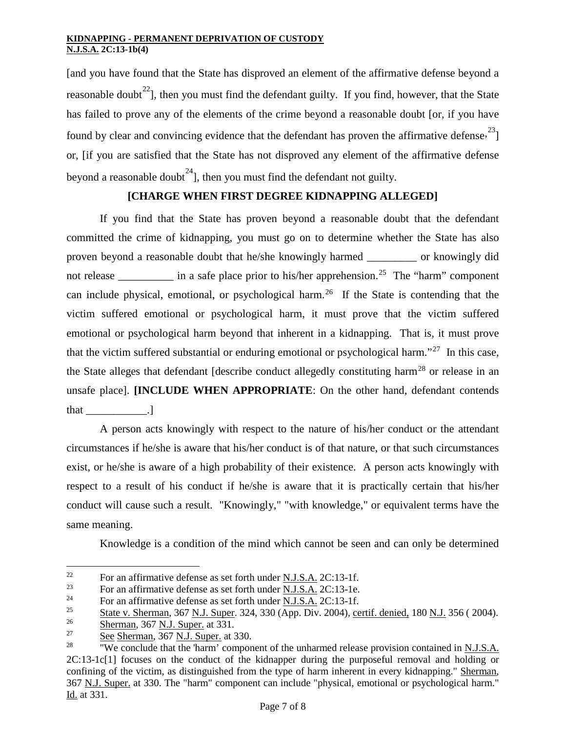[and you have found that the State has disproved an element of the affirmative defense beyond a reasonable doubt[22]], then you must find the defendant guilty. If you find, however, that the State has failed to prove any of the elements of the crime beyond a reasonable doubt [or, if you have found by clear and convincing evidence that the defendant has proven the affirmative defense,[23]] or, [if you are satisfied that the State has not disproved any element of the affirmative defense beyond a reasonable doubt[24]], then you must find the defendant not guilty.

**[CHARGE WHEN FIRST DEGREE KIDNAPPING ALLEGED]**

If you find that the State has proven beyond a reasonable doubt that the defendant committed the crime of kidnapping, you must go on to determine whether the State has also proven beyond a reasonable doubt that he/she knowingly harmed _________ or knowingly did not release __________ in a safe place prior to his/her apprehension.[25] The "harm" component can include physical, emotional, or psychological harm.[26] If the State is contending that the victim suffered emotional or psychological harm, it must prove that the victim suffered emotional or psychological harm beyond that inherent in a kidnapping. That is, it must prove that the victim suffered substantial or enduring emotional or psychological harm."[27] In this case, the State alleges that defendant [describe conduct allegedly constituting harm[28] or release in an unsafe place]. **[INCLUDE WHEN APPROPRIATE**: On the other hand, defendant contends that ___________.]

A person acts knowingly with respect to the nature of his/her conduct or the attendant circumstances if he/she is aware that his/her conduct is of that nature, or that such circumstances exist, or he/she is aware of a high probability of their existence. A person acts knowingly with respect to a result of his conduct if he/she is aware that it is practically certain that his/her conduct will cause such a result. "Knowingly," "with knowledge," or equivalent terms have the same meaning.

Knowledge is a condition of the mind which cannot be seen and can only be determined

---

[22] For an affirmative defense as set forth under N.J.S.A. 2C:13-1f.

[23] For an affirmative defense as set forth under N.J.S.A. 2C:13-1e.

[24] For an affirmative defense as set forth under N.J.S.A. 2C:13-1f.

[25] State v. Sherman, 367 N.J. Super. 324, 330 (App. Div. 2004), certif. denied, 180 N.J. 356 ( 2004).

[26] Sherman, 367 N.J. Super. at 331.

[27] See Sherman, 367 N.J. Super. at 330.

[28] "We conclude that the 'harm' component of the unharmed release provision contained in N.J.S.A. 2C:13-1c[1] focuses on the conduct of the kidnapper during the purposeful removal and holding or confining of the victim, as distinguished from the type of harm inherent in every kidnapping." Sherman, 367 N.J. Super. at 330. The "harm" component can include "physical, emotional or psychological harm." Id. at 331.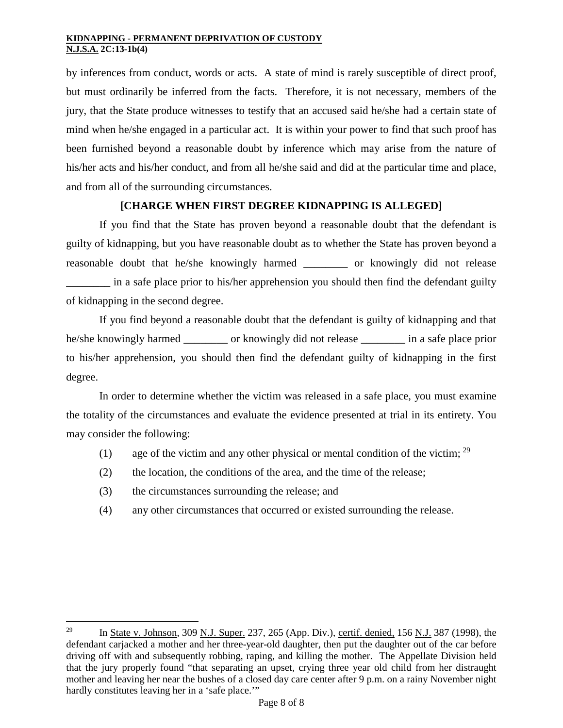by inferences from conduct, words or acts. A state of mind is rarely susceptible of direct proof, but must ordinarily be inferred from the facts. Therefore, it is not necessary, members of the jury, that the State produce witnesses to testify that an accused said he/she had a certain state of mind when he/she engaged in a particular act. It is within your power to find that such proof has been furnished beyond a reasonable doubt by inference which may arise from the nature of his/her acts and his/her conduct, and from all he/she said and did at the particular time and place, and from all of the surrounding circumstances.

**[CHARGE WHEN FIRST DEGREE KIDNAPPING IS ALLEGED]**

If you find that the State has proven beyond a reasonable doubt that the defendant is guilty of kidnapping, but you have reasonable doubt as to whether the State has proven beyond a reasonable doubt that he/she knowingly harmed ________ or knowingly did not release ________ in a safe place prior to his/her apprehension you should then find the defendant guilty of kidnapping in the second degree.

If you find beyond a reasonable doubt that the defendant is guilty of kidnapping and that he/she knowingly harmed ________ or knowingly did not release ________ in a safe place prior to his/her apprehension, you should then find the defendant guilty of kidnapping in the first degree.

In order to determine whether the victim was released in a safe place, you must examine the totality of the circumstances and evaluate the evidence presented at trial in its entirety. You may consider the following:

(1) age of the victim and any other physical or mental condition of the victim; [29]

(2) the location, the conditions of the area, and the time of the release;

(3) the circumstances surrounding the release; and

(4) any other circumstances that occurred or existed surrounding the release.

---

[29] In State v. Johnson, 309 N.J. Super. 237, 265 (App. Div.), certif. denied, 156 N.J. 387 (1998), the defendant carjacked a mother and her three-year-old daughter, then put the daughter out of the car before driving off with and subsequently robbing, raping, and killing the mother. The Appellate Division held that the jury properly found "that separating an upset, crying three year old child from her distraught mother and leaving her near the bushes of a closed day care center after 9 p.m. on a rainy November night hardly constitutes leaving her in a 'safe place.'"